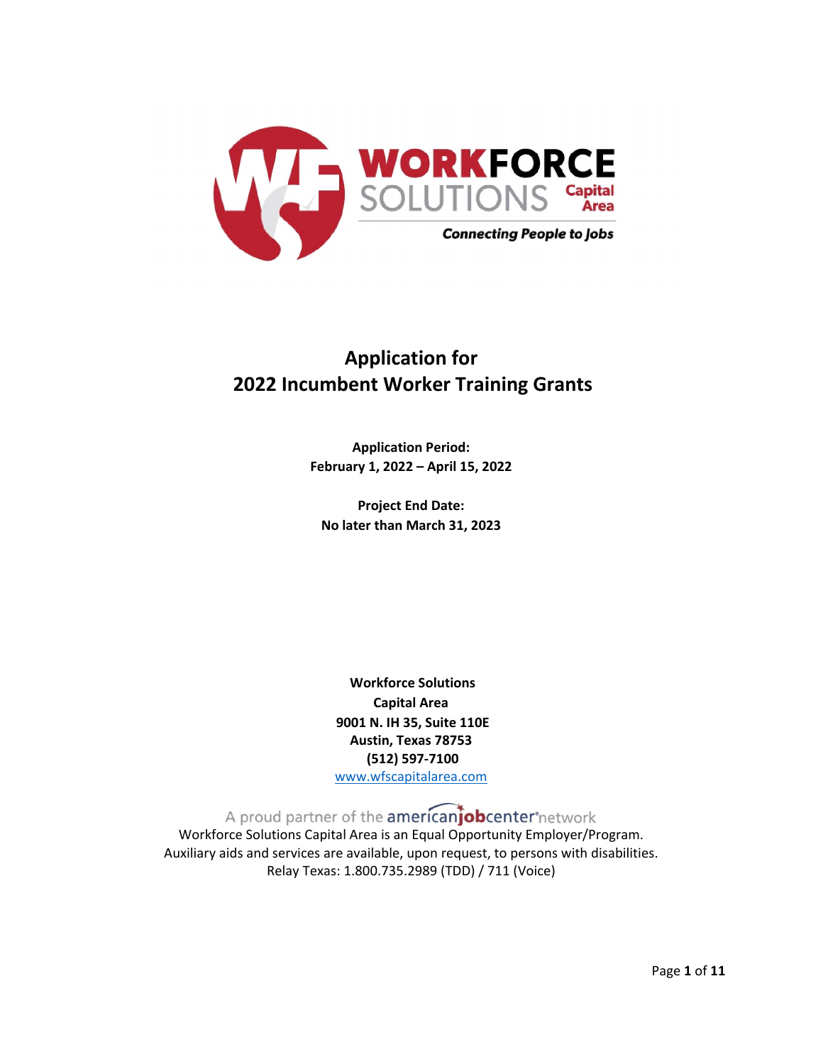# Application for 2022 Incumbent Worker Training Grants

**Application Period:**
**February 1, 2022 – April 15, 2022**

**Project End Date:**
**No later than March 31, 2023**

**Workforce Solutions**
**Capital Area**
**9001 N. IH 35, Suite 110E**
**Austin, Texas 78753**
**(512) 597-7100**
[www.wfscapitalarea.com](http://www.wfscapitalarea.com)

A proud partner of the americanjobcenter network

Workforce Solutions Capital Area is an Equal Opportunity Employer/Program.
Auxiliary aids and services are available, upon request, to persons with disabilities.
Relay Texas: 1.800.735.2989 (TDD) / 711 (Voice)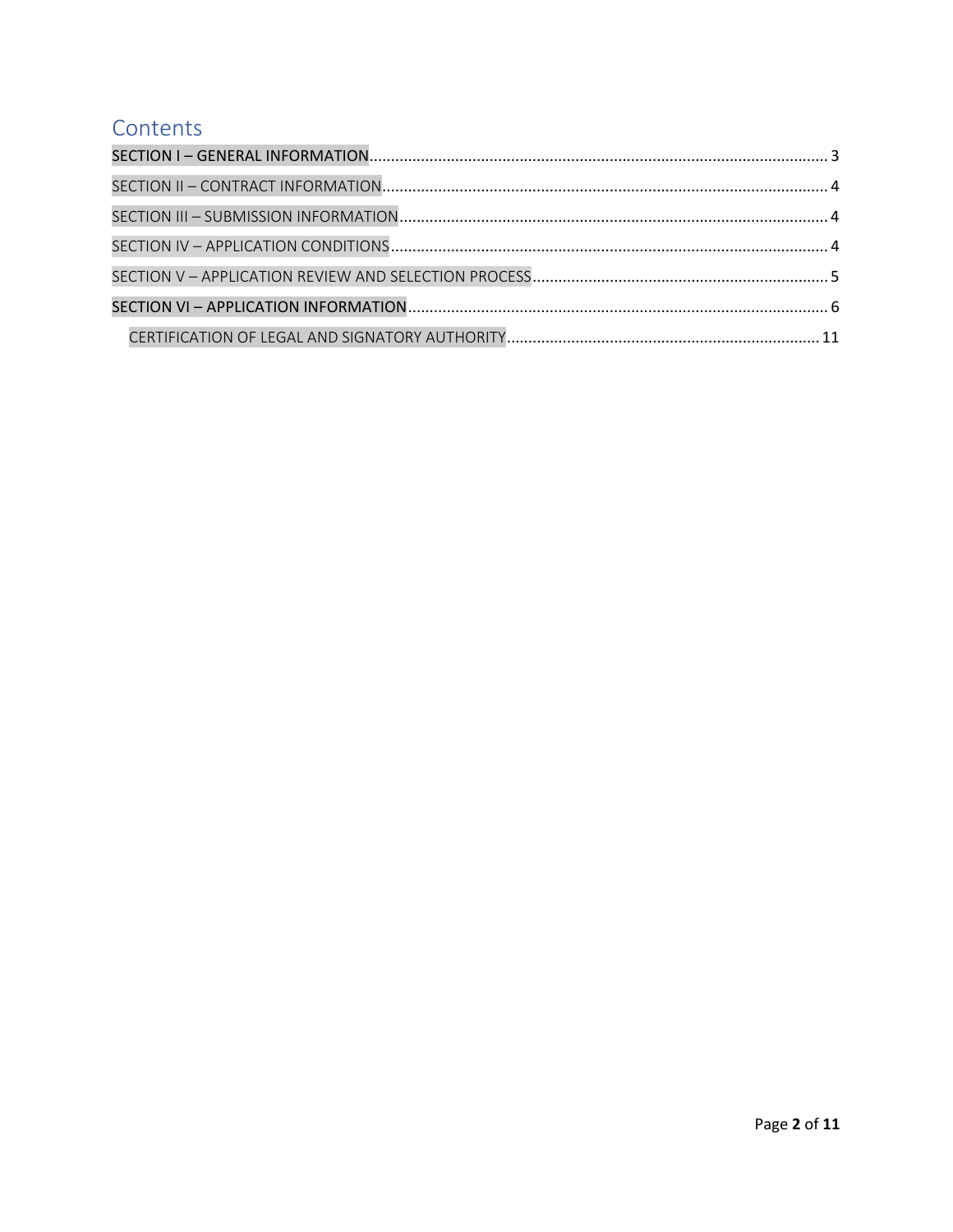# Contents

SECTION I – GENERAL INFORMATION .......... 3

SECTION II – CONTRACT INFORMATION .......... 4

SECTION III – SUBMISSION INFORMATION .......... 4

SECTION IV – APPLICATION CONDITIONS .......... 4

SECTION V – APPLICATION REVIEW AND SELECTION PROCESS .......... 5

SECTION VI – APPLICATION INFORMATION .......... 6

- CERTIFICATION OF LEGAL AND SIGNATORY AUTHORITY .......... 11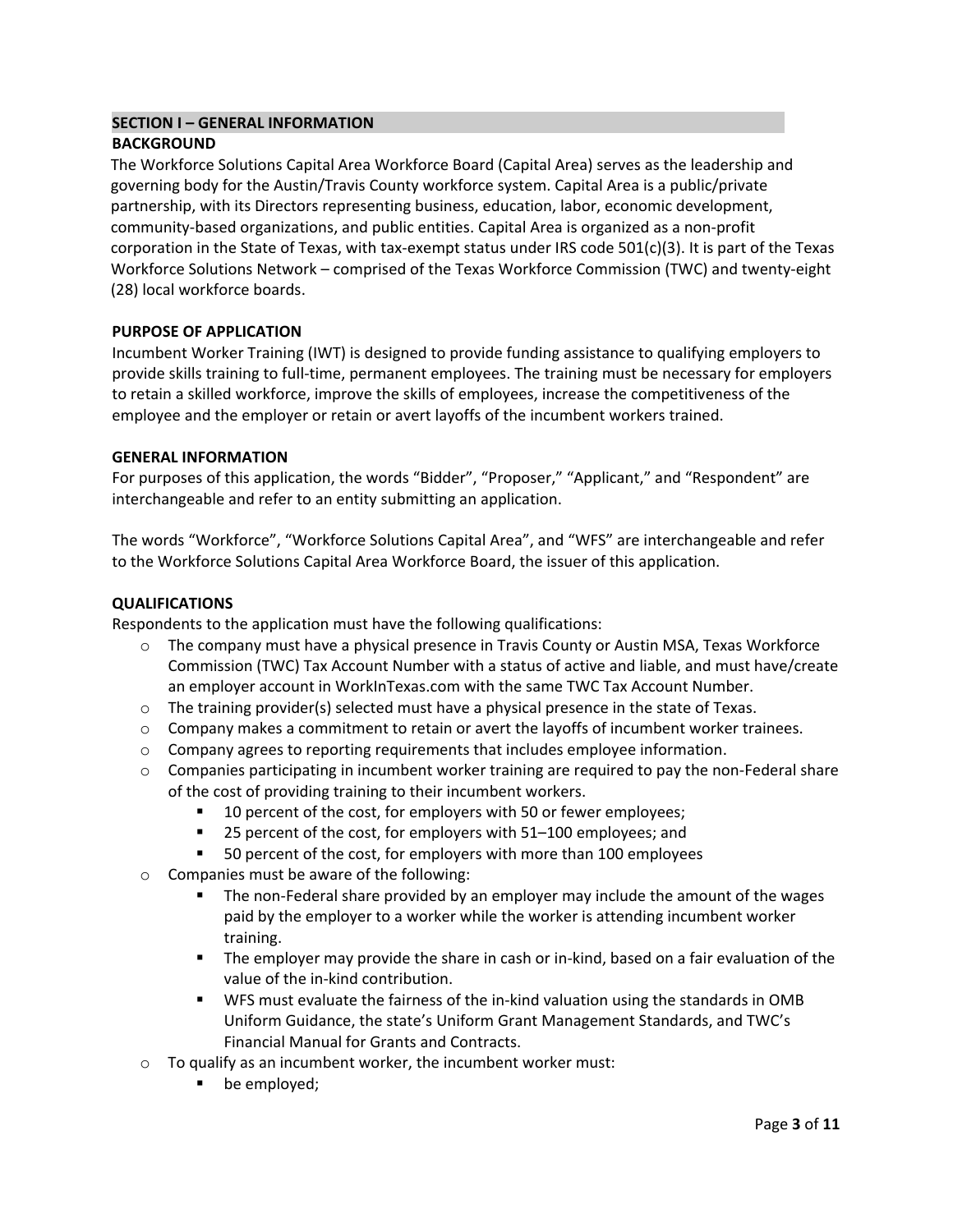## SECTION I – GENERAL INFORMATION

### BACKGROUND

The Workforce Solutions Capital Area Workforce Board (Capital Area) serves as the leadership and governing body for the Austin/Travis County workforce system. Capital Area is a public/private partnership, with its Directors representing business, education, labor, economic development, community-based organizations, and public entities. Capital Area is organized as a non-profit corporation in the State of Texas, with tax-exempt status under IRS code 501(c)(3). It is part of the Texas Workforce Solutions Network – comprised of the Texas Workforce Commission (TWC) and twenty-eight (28) local workforce boards.

### PURPOSE OF APPLICATION

Incumbent Worker Training (IWT) is designed to provide funding assistance to qualifying employers to provide skills training to full-time, permanent employees. The training must be necessary for employers to retain a skilled workforce, improve the skills of employees, increase the competitiveness of the employee and the employer or retain or avert layoffs of the incumbent workers trained.

### GENERAL INFORMATION

For purposes of this application, the words "Bidder", "Proposer," "Applicant," and "Respondent" are interchangeable and refer to an entity submitting an application.

The words "Workforce", "Workforce Solutions Capital Area", and "WFS" are interchangeable and refer to the Workforce Solutions Capital Area Workforce Board, the issuer of this application.

### QUALIFICATIONS

Respondents to the application must have the following qualifications:

- The company must have a physical presence in Travis County or Austin MSA, Texas Workforce Commission (TWC) Tax Account Number with a status of active and liable, and must have/create an employer account in WorkInTexas.com with the same TWC Tax Account Number.
- The training provider(s) selected must have a physical presence in the state of Texas.
- Company makes a commitment to retain or avert the layoffs of incumbent worker trainees.
- Company agrees to reporting requirements that includes employee information.
- Companies participating in incumbent worker training are required to pay the non-Federal share of the cost of providing training to their incumbent workers.
  - 10 percent of the cost, for employers with 50 or fewer employees;
  - 25 percent of the cost, for employers with 51–100 employees; and
  - 50 percent of the cost, for employers with more than 100 employees
- Companies must be aware of the following:
  - The non-Federal share provided by an employer may include the amount of the wages paid by the employer to a worker while the worker is attending incumbent worker training.
  - The employer may provide the share in cash or in-kind, based on a fair evaluation of the value of the in-kind contribution.
  - WFS must evaluate the fairness of the in-kind valuation using the standards in OMB Uniform Guidance, the state's Uniform Grant Management Standards, and TWC's Financial Manual for Grants and Contracts.
- To qualify as an incumbent worker, the incumbent worker must:
  - be employed;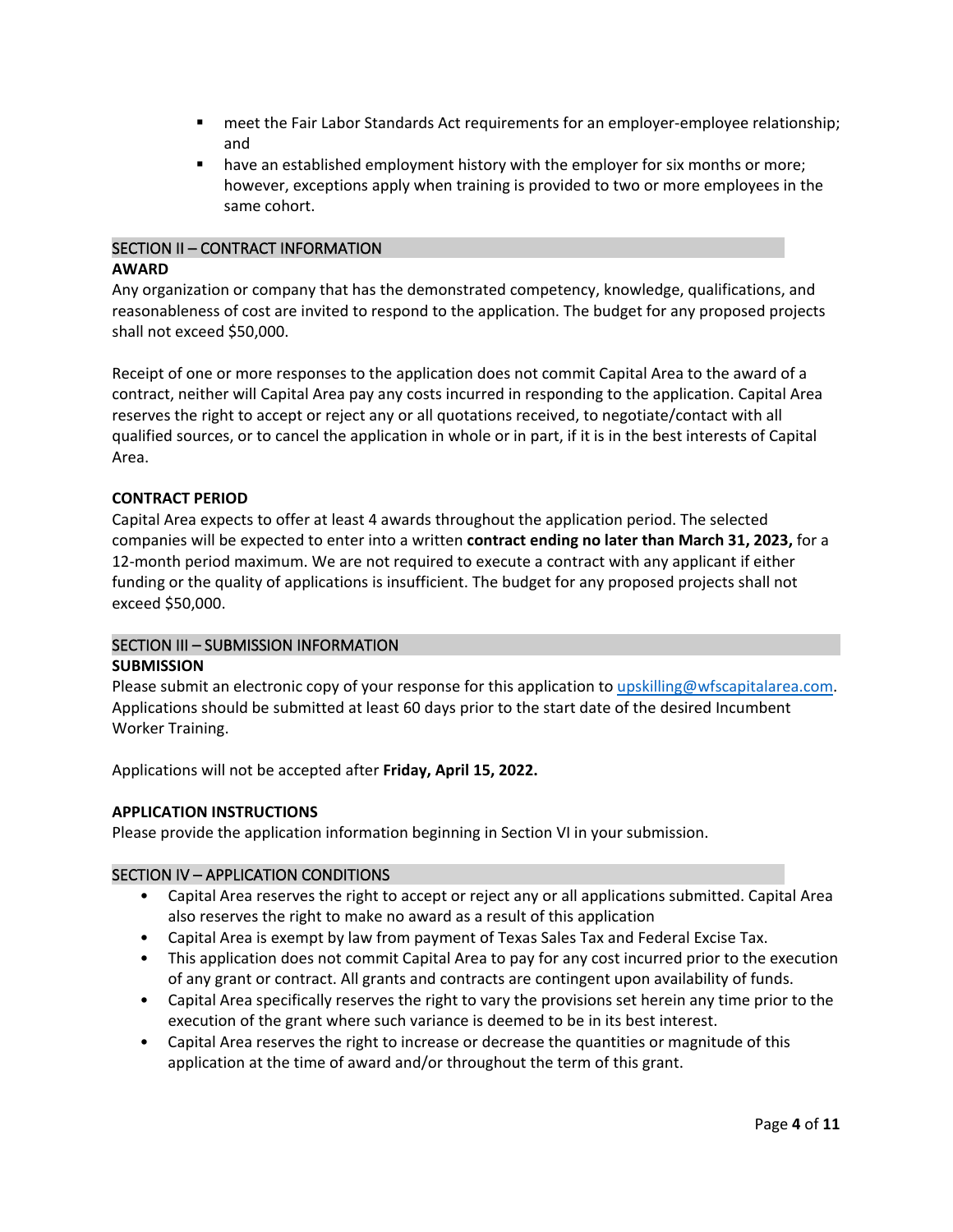- meet the Fair Labor Standards Act requirements for an employer-employee relationship; and
- have an established employment history with the employer for six months or more; however, exceptions apply when training is provided to two or more employees in the same cohort.

## SECTION II – CONTRACT INFORMATION

### AWARD

Any organization or company that has the demonstrated competency, knowledge, qualifications, and reasonableness of cost are invited to respond to the application. The budget for any proposed projects shall not exceed $50,000.

Receipt of one or more responses to the application does not commit Capital Area to the award of a contract, neither will Capital Area pay any costs incurred in responding to the application. Capital Area reserves the right to accept or reject any or all quotations received, to negotiate/contact with all qualified sources, or to cancel the application in whole or in part, if it is in the best interests of Capital Area.

### CONTRACT PERIOD

Capital Area expects to offer at least 4 awards throughout the application period. The selected companies will be expected to enter into a written **contract ending no later than March 31, 2023,** for a 12-month period maximum. We are not required to execute a contract with any applicant if either funding or the quality of applications is insufficient. The budget for any proposed projects shall not exceed $50,000.

## SECTION III – SUBMISSION INFORMATION

### SUBMISSION

Please submit an electronic copy of your response for this application to [upskilling@wfscapitalarea.com](mailto:upskilling@wfscapitalarea.com). Applications should be submitted at least 60 days prior to the start date of the desired Incumbent Worker Training.

Applications will not be accepted after **Friday, April 15, 2022.**

### APPLICATION INSTRUCTIONS

Please provide the application information beginning in Section VI in your submission.

## SECTION IV – APPLICATION CONDITIONS

- Capital Area reserves the right to accept or reject any or all applications submitted. Capital Area also reserves the right to make no award as a result of this application
- Capital Area is exempt by law from payment of Texas Sales Tax and Federal Excise Tax.
- This application does not commit Capital Area to pay for any cost incurred prior to the execution of any grant or contract. All grants and contracts are contingent upon availability of funds.
- Capital Area specifically reserves the right to vary the provisions set herein any time prior to the execution of the grant where such variance is deemed to be in its best interest.
- Capital Area reserves the right to increase or decrease the quantities or magnitude of this application at the time of award and/or throughout the term of this grant.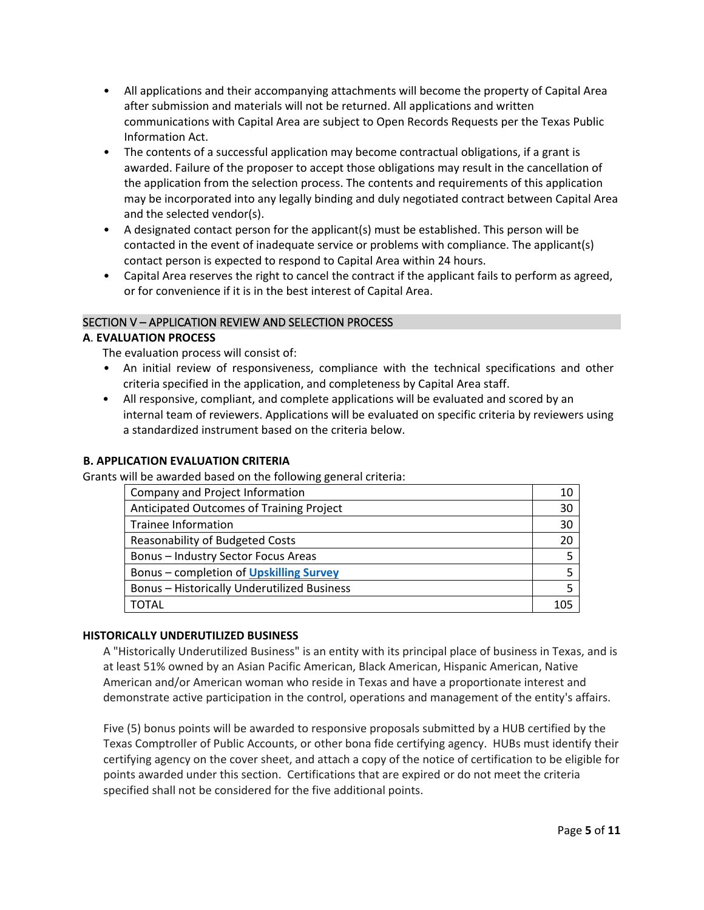- All applications and their accompanying attachments will become the property of Capital Area after submission and materials will not be returned. All applications and written communications with Capital Area are subject to Open Records Requests per the Texas Public Information Act.
- The contents of a successful application may become contractual obligations, if a grant is awarded. Failure of the proposer to accept those obligations may result in the cancellation of the application from the selection process. The contents and requirements of this application may be incorporated into any legally binding and duly negotiated contract between Capital Area and the selected vendor(s).
- A designated contact person for the applicant(s) must be established. This person will be contacted in the event of inadequate service or problems with compliance. The applicant(s) contact person is expected to respond to Capital Area within 24 hours.
- Capital Area reserves the right to cancel the contract if the applicant fails to perform as agreed, or for convenience if it is in the best interest of Capital Area.

## SECTION V – APPLICATION REVIEW AND SELECTION PROCESS

### A. EVALUATION PROCESS

The evaluation process will consist of:

- An initial review of responsiveness, compliance with the technical specifications and other criteria specified in the application, and completeness by Capital Area staff.
- All responsive, compliant, and complete applications will be evaluated and scored by an internal team of reviewers. Applications will be evaluated on specific criteria by reviewers using a standardized instrument based on the criteria below.

### B. APPLICATION EVALUATION CRITERIA

Grants will be awarded based on the following general criteria:

| Criteria | Points |
| --- | --- |
| Company and Project Information | 10 |
| Anticipated Outcomes of Training Project | 30 |
| Trainee Information | 30 |
| Reasonability of Budgeted Costs | 20 |
| Bonus – Industry Sector Focus Areas | 5 |
| Bonus – completion of **Upskilling Survey** | 5 |
| Bonus – Historically Underutilized Business | 5 |
| TOTAL | 105 |

#### HISTORICALLY UNDERUTILIZED BUSINESS

A "Historically Underutilized Business" is an entity with its principal place of business in Texas, and is at least 51% owned by an Asian Pacific American, Black American, Hispanic American, Native American and/or American woman who reside in Texas and have a proportionate interest and demonstrate active participation in the control, operations and management of the entity's affairs.

Five (5) bonus points will be awarded to responsive proposals submitted by a HUB certified by the Texas Comptroller of Public Accounts, or other bona fide certifying agency. HUBs must identify their certifying agency on the cover sheet, and attach a copy of the notice of certification to be eligible for points awarded under this section. Certifications that are expired or do not meet the criteria specified shall not be considered for the five additional points.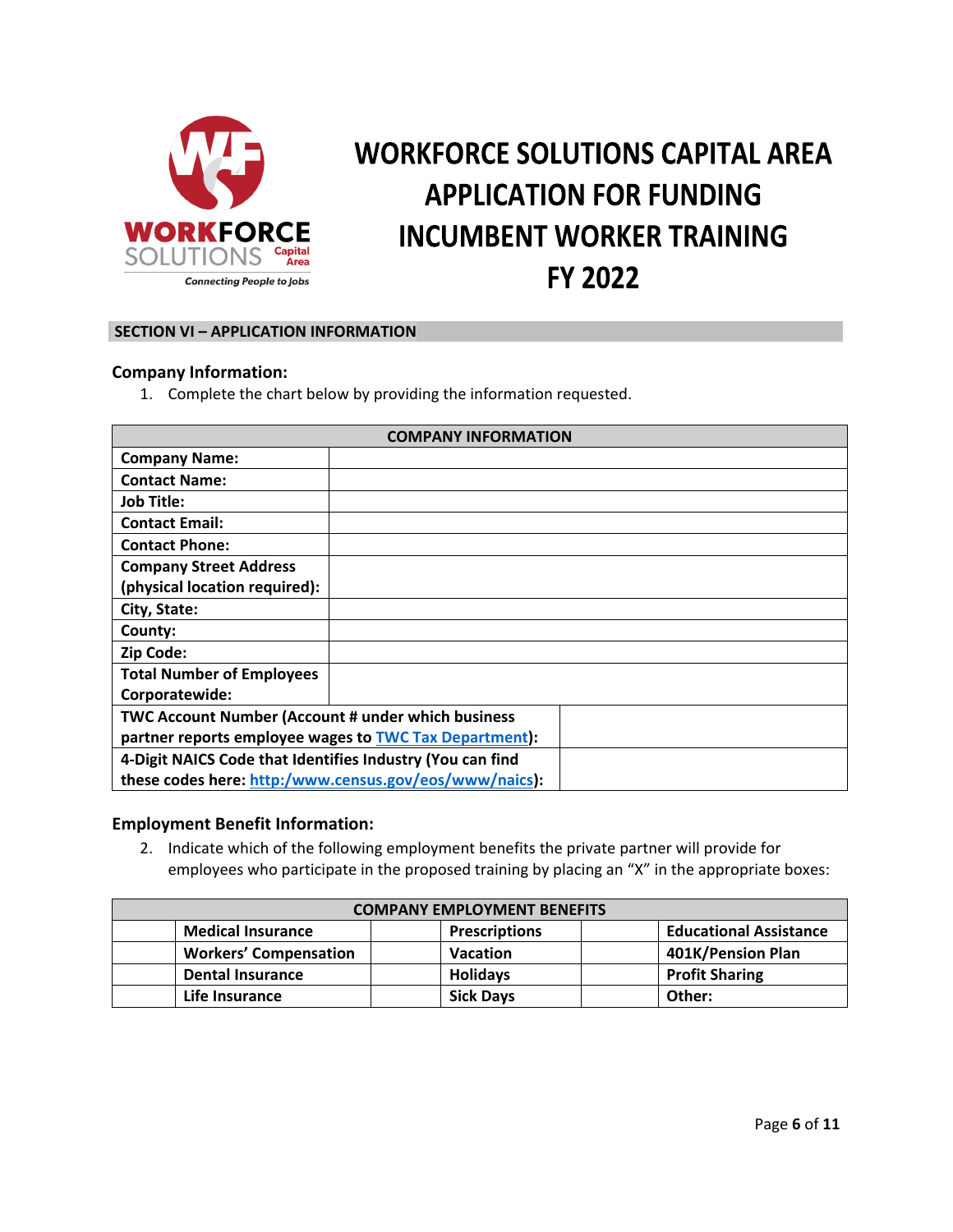# WORKFORCE SOLUTIONS CAPITAL AREA APPLICATION FOR FUNDING INCUMBENT WORKER TRAINING FY 2022

**SECTION VI – APPLICATION INFORMATION**

### Company Information:

1. Complete the chart below by providing the information requested.

| COMPANY INFORMATION | |
|---|---|
| **Company Name:** | |
| **Contact Name:** | |
| **Job Title:** | |
| **Contact Email:** | |
| **Contact Phone:** | |
| **Company Street Address (physical location required):** | |
| **City, State:** | |
| **County:** | |
| **Zip Code:** | |
| **Total Number of Employees Corporatewide:** | |
| **TWC Account Number (Account # under which business partner reports employee wages to TWC Tax Department):** | |
| **4-Digit NAICS Code that Identifies Industry (You can find these codes here: http:/www.census.gov/eos/www/naics):** | |

### Employment Benefit Information:

2. Indicate which of the following employment benefits the private partner will provide for employees who participate in the proposed training by placing an "X" in the appropriate boxes:

| COMPANY EMPLOYMENT BENEFITS | | | | | |
|---|---|---|---|---|---|
| | **Medical Insurance** | | **Prescriptions** | | **Educational Assistance** |
| | **Workers' Compensation** | | **Vacation** | | **401K/Pension Plan** |
| | **Dental Insurance** | | **Holidays** | | **Profit Sharing** |
| | **Life Insurance** | | **Sick Days** | | **Other:** |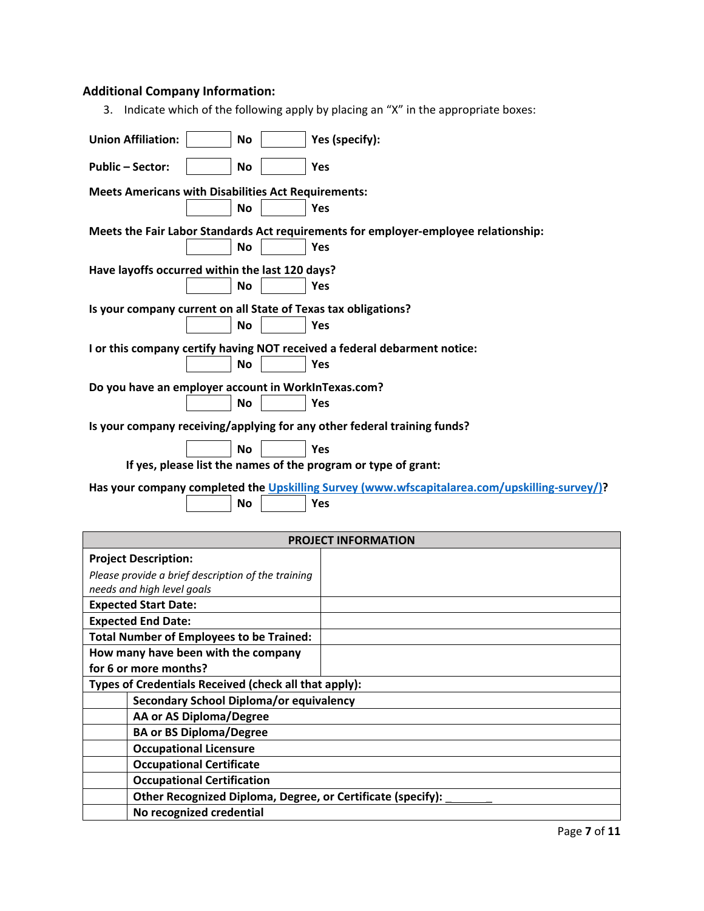### Additional Company Information:

3. Indicate which of the following apply by placing an "X" in the appropriate boxes:

**Union Affiliation:** [ ] **No** [ ] **Yes (specify):**

**Public – Sector:** [ ] **No** [ ] **Yes**

**Meets Americans with Disabilities Act Requirements:**
[ ] **No** [ ] **Yes**

**Meets the Fair Labor Standards Act requirements for employer-employee relationship:**
[ ] **No** [ ] **Yes**

**Have layoffs occurred within the last 120 days?**
[ ] **No** [ ] **Yes**

**Is your company current on all State of Texas tax obligations?**
[ ] **No** [ ] **Yes**

**I or this company certify having NOT received a federal debarment notice:**
[ ] **No** [ ] **Yes**

**Do you have an employer account in WorkInTexas.com?**
[ ] **No** [ ] **Yes**

**Is your company receiving/applying for any other federal training funds?**
[ ] **No** [ ] **Yes**
**If yes, please list the names of the program or type of grant:**

**Has your company completed the [Upskilling Survey (www.wfscapitalarea.com/upskilling-survey/)](http://www.wfscapitalarea.com/upskilling-survey/)?**
[ ] **No** [ ] **Yes**

| PROJECT INFORMATION | |
|---|---|
| **Project Description:** *Please provide a brief description of the training needs and high level goals* | |
| **Expected Start Date:** | |
| **Expected End Date:** | |
| **Total Number of Employees to be Trained:** | |
| **How many have been with the company for 6 or more months?** | |
| **Types of Credentials Received (check all that apply):** | |
| | **Secondary School Diploma/or equivalency** |
| | **AA or AS Diploma/Degree** |
| | **BA or BS Diploma/Degree** |
| | **Occupational Licensure** |
| | **Occupational Certificate** |
| | **Occupational Certification** |
| | **Other Recognized Diploma, Degree, or Certificate (specify):** ________ |
| | **No recognized credential** |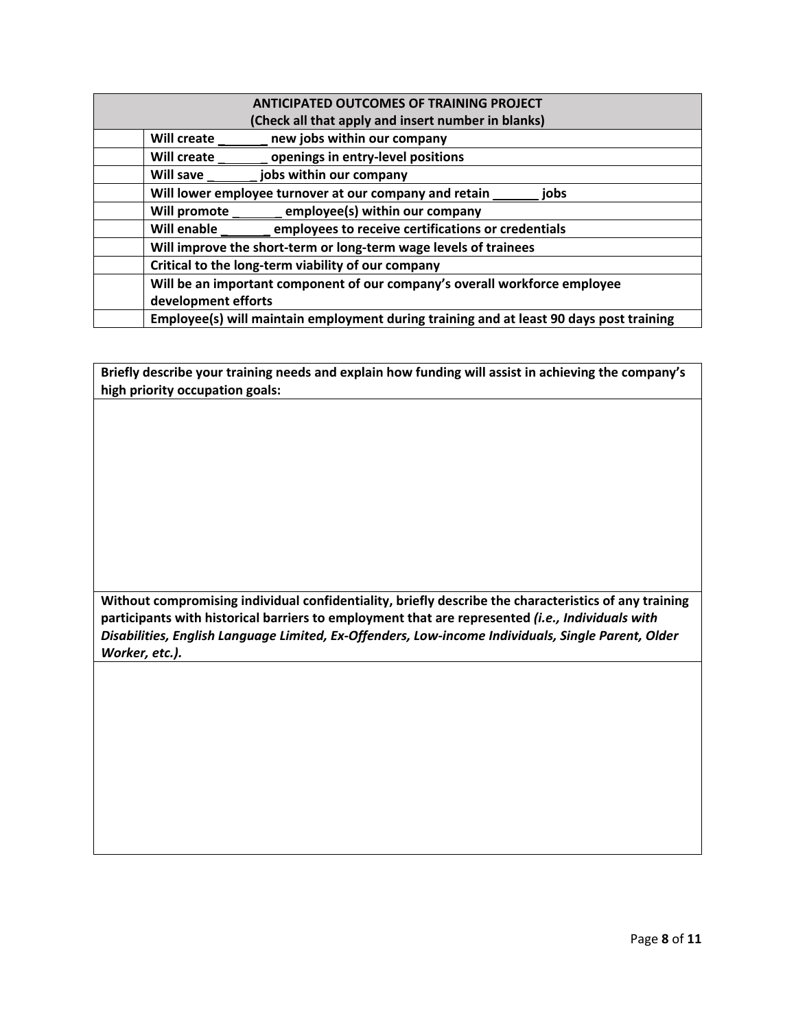| ANTICIPATED OUTCOMES OF TRAINING PROJECT<br>(Check all that apply and insert number in blanks) | |
|---|---|
| | **Will create _______ new jobs within our company** |
| | **Will create _______ openings in entry-level positions** |
| | **Will save _______ jobs within our company** |
| | **Will lower employee turnover at our company and retain _______ jobs** |
| | **Will promote _______ employee(s) within our company** |
| | **Will enable _______ employees to receive certifications or credentials** |
| | **Will improve the short-term or long-term wage levels of trainees** |
| | **Critical to the long-term viability of our company** |
| | **Will be an important component of our company's overall workforce employee development efforts** |
| | **Employee(s) will maintain employment during training and at least 90 days post training** |

| **Briefly describe your training needs and explain how funding will assist in achieving the company's high priority occupation goals:** |
|---|
| |
| **Without compromising individual confidentiality, briefly describe the characteristics of any training participants with historical barriers to employment that are represented** ***(i.e., Individuals with Disabilities, English Language Limited, Ex-Offenders, Low-income Individuals, Single Parent, Older Worker, etc.).*** |
| |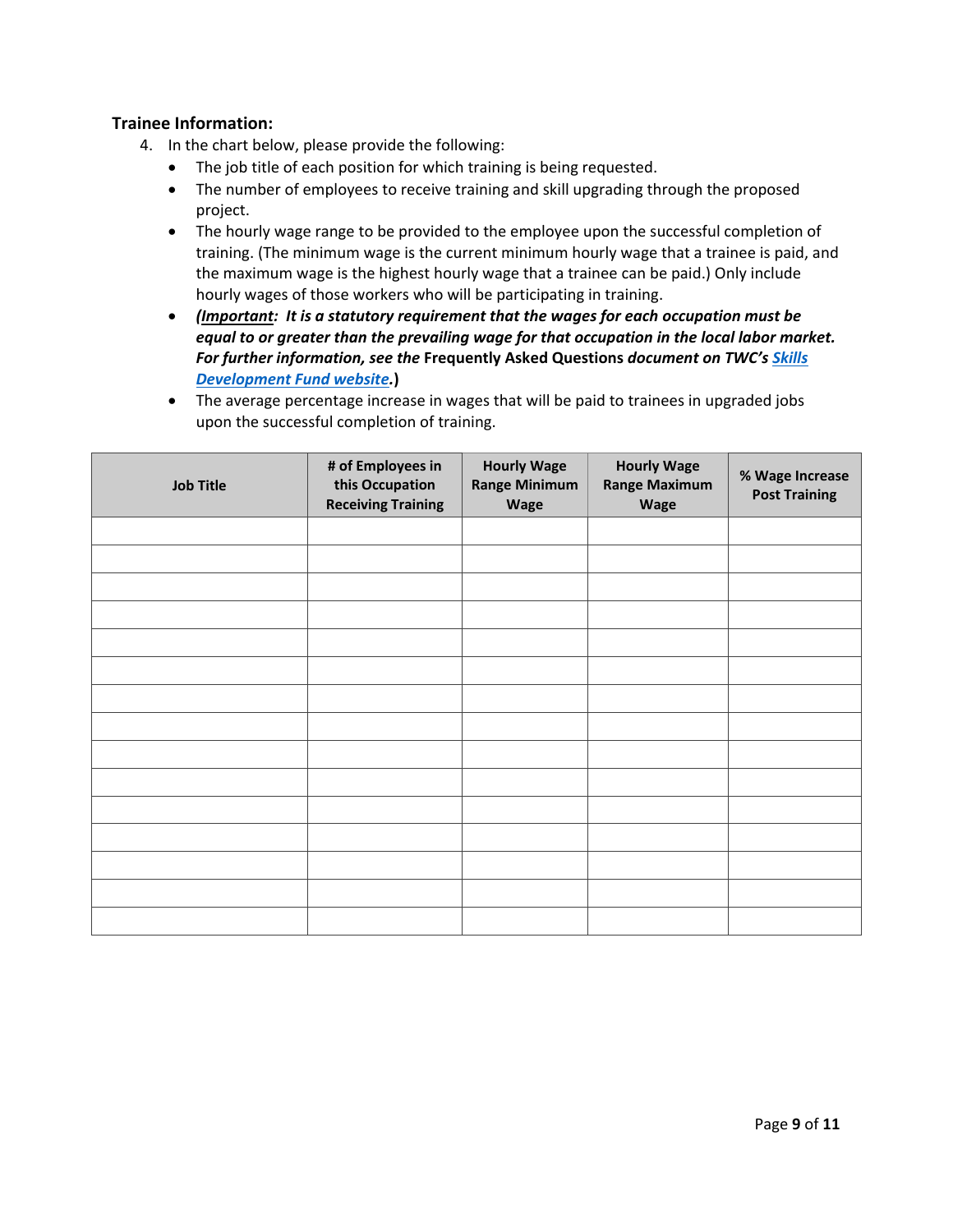### Trainee Information:

4. In the chart below, please provide the following:
   - The job title of each position for which training is being requested.
   - The number of employees to receive training and skill upgrading through the proposed project.
   - The hourly wage range to be provided to the employee upon the successful completion of training. (The minimum wage is the current minimum hourly wage that a trainee is paid, and the maximum wage is the highest hourly wage that a trainee can be paid.) Only include hourly wages of those workers who will be participating in training.
   - ***(<u>Important</u>:  It is a statutory requirement that the wages for each occupation must be equal to or greater than the prevailing wage for that occupation in the local labor market. For further information, see the* Frequently Asked Questions *document on TWC's [Skills Development Fund website](). )***
   - The average percentage increase in wages that will be paid to trainees in upgraded jobs upon the successful completion of training.

| Job Title | # of Employees in this Occupation Receiving Training | Hourly Wage Range Minimum Wage | Hourly Wage Range Maximum Wage | % Wage Increase Post Training |
|---|---|---|---|---|
| | | | | |
| | | | | |
| | | | | |
| | | | | |
| | | | | |
| | | | | |
| | | | | |
| | | | | |
| | | | | |
| | | | | |
| | | | | |
| | | | | |
| | | | | |
| | | | | |
| | | | | |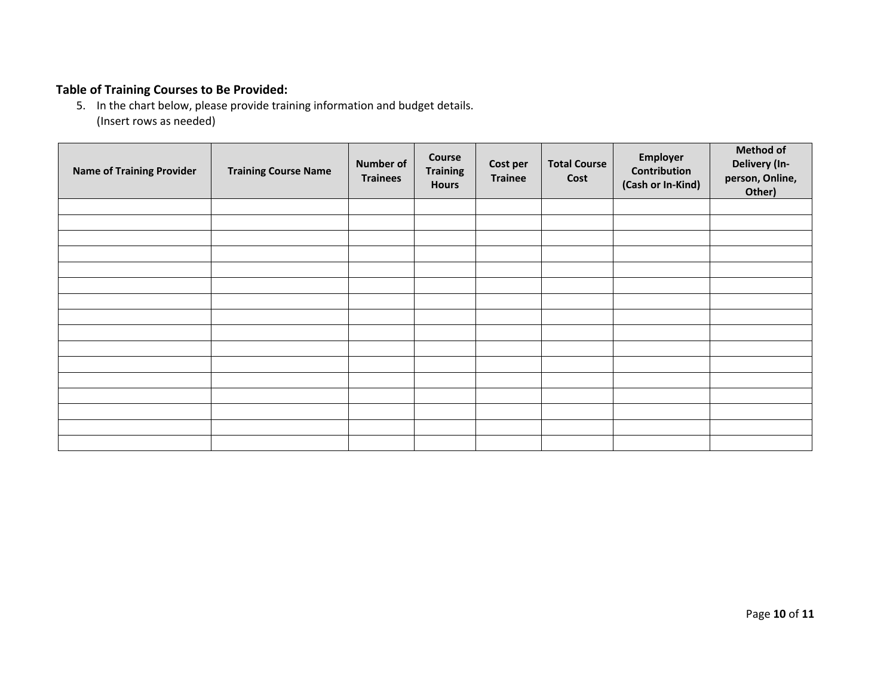**Table of Training Courses to Be Provided:**

5. In the chart below, please provide training information and budget details.
   (Insert rows as needed)

| Name of Training Provider | Training Course Name | Number of Trainees | Course Training Hours | Cost per Trainee | Total Course Cost | Employer Contribution (Cash or In-Kind) | Method of Delivery (In-person, Online, Other) |
|---|---|---|---|---|---|---|---|
| | | | | | | | |
| | | | | | | | |
| | | | | | | | |
| | | | | | | | |
| | | | | | | | |
| | | | | | | | |
| | | | | | | | |
| | | | | | | | |
| | | | | | | | |
| | | | | | | | |
| | | | | | | | |
| | | | | | | | |
| | | | | | | | |
| | | | | | | | |
| | | | | | | | |
| | | | | | | | |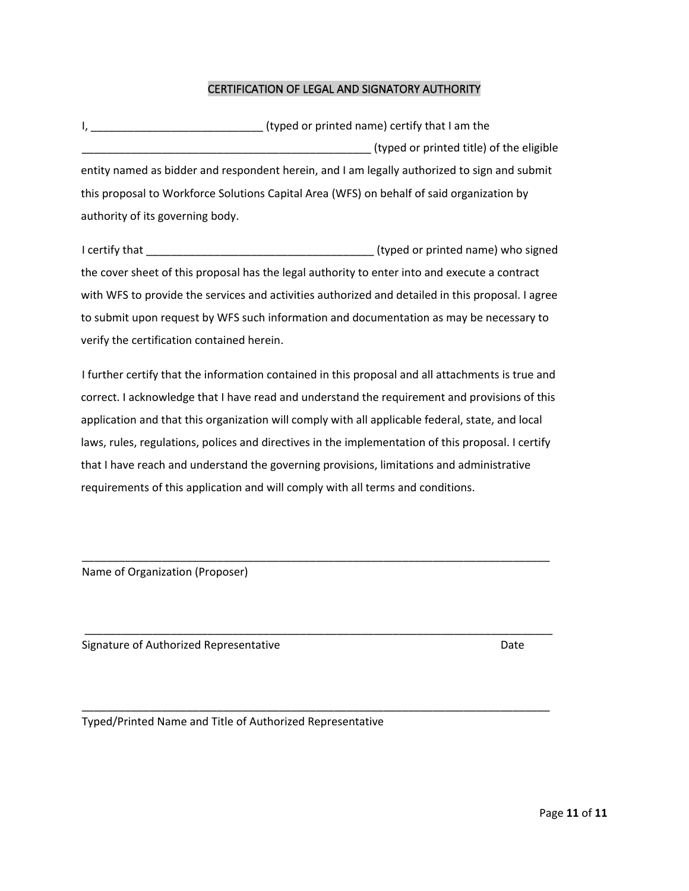## CERTIFICATION OF LEGAL AND SIGNATORY AUTHORITY

I, ____________________________ (typed or printed name) certify that I am the ________________________________________________ (typed or printed title) of the eligible entity named as bidder and respondent herein, and I am legally authorized to sign and submit this proposal to Workforce Solutions Capital Area (WFS) on behalf of said organization by authority of its governing body.

I certify that _____________________________________ (typed or printed name) who signed the cover sheet of this proposal has the legal authority to enter into and execute a contract with WFS to provide the services and activities authorized and detailed in this proposal. I agree to submit upon request by WFS such information and documentation as may be necessary to verify the certification contained herein.

I further certify that the information contained in this proposal and all attachments is true and correct. I acknowledge that I have read and understand the requirement and provisions of this application and that this organization will comply with all applicable federal, state, and local laws, rules, regulations, polices and directives in the implementation of this proposal. I certify that I have reach and understand the governing provisions, limitations and administrative requirements of this application and will comply with all terms and conditions.

________________________________________________________________________________

Name of Organization (Proposer)

________________________________________________________________________________

Signature of Authorized Representative Date

________________________________________________________________________________

Typed/Printed Name and Title of Authorized Representative